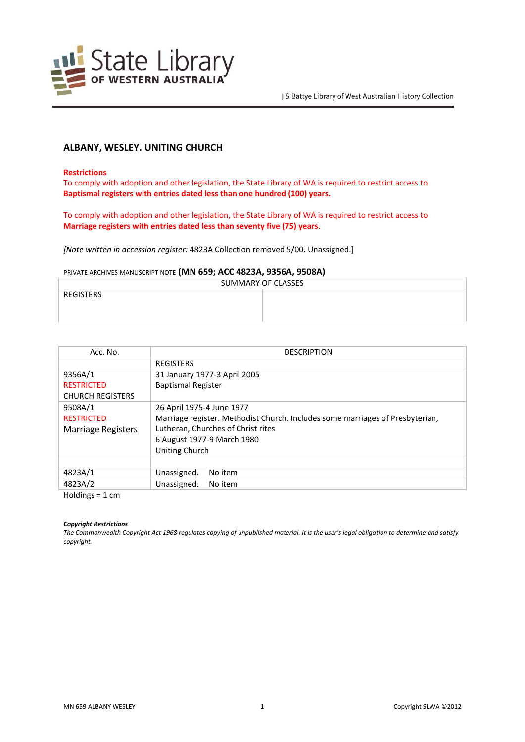State Library OF WESTERN AUSTRALIA

J S Battye Library of West Australian History Collection

## ALBANY, WESLEY. UNITING CHURCH

**Restrictions**

To comply with adoption and other legislation, the State Library of WA is required to restrict access to **Baptismal registers with entries dated less than one hundred (100) years.**

To comply with adoption and other legislation, the State Library of WA is required to restrict access to **Marriage registers with entries dated less than seventy five (75) years**.

*[Note written in accession register:* 4823A Collection removed 5/00. Unassigned.]

PRIVATE ARCHIVES MANUSCRIPT NOTE **(MN 659; ACC 4823A, 9356A, 9508A)**

| SUMMARY OF CLASSES | |
|---|---|
| REGISTERS | |

| Acc. No. | DESCRIPTION |
|---|---|
| | REGISTERS |
| 9356A/1<br>RESTRICTED<br>CHURCH REGISTERS | 31 January 1977-3 April 2005<br>Baptismal Register |
| 9508A/1<br>RESTRICTED<br>Marriage Registers | 26 April 1975-4 June 1977<br>Marriage register. Methodist Church. Includes some marriages of Presbyterian, Lutheran, Churches of Christ rites<br>6 August 1977-9 March 1980<br>Uniting Church |
| | |
| 4823A/1 | Unassigned. No item |
| 4823A/2 | Unassigned. No item |

Holdings = 1 cm

***Copyright Restrictions***

*The Commonwealth Copyright Act 1968 regulates copying of unpublished material. It is the user's legal obligation to determine and satisfy copyright.*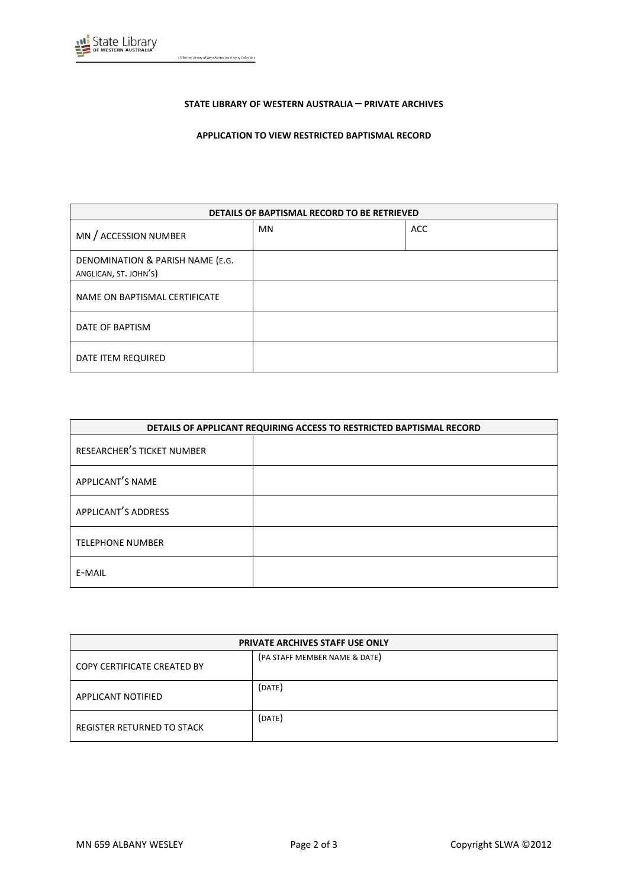**STATE LIBRARY OF WESTERN AUSTRALIA – PRIVATE ARCHIVES**

**APPLICATION TO VIEW RESTRICTED BAPTISMAL RECORD**

| **DETAILS OF BAPTISMAL RECORD TO BE RETRIEVED** | | |
|---|---|---|
| MN / ACCESSION NUMBER | MN | ACC |
| DENOMINATION & PARISH NAME (E.G. ANGLICAN, ST. JOHN'S) | | |
| NAME ON BAPTISMAL CERTIFICATE | | |
| DATE OF BAPTISM | | |
| DATE ITEM REQUIRED | | |

| **DETAILS OF APPLICANT REQUIRING ACCESS TO RESTRICTED BAPTISMAL RECORD** | |
|---|---|
| RESEARCHER'S TICKET NUMBER | |
| APPLICANT'S NAME | |
| APPLICANT'S ADDRESS | |
| TELEPHONE NUMBER | |
| E-MAIL | |

| **PRIVATE ARCHIVES STAFF USE ONLY** | |
|---|---|
| COPY CERTIFICATE CREATED BY | (PA STAFF MEMBER NAME & DATE) |
| APPLICANT NOTIFIED | (DATE) |
| REGISTER RETURNED TO STACK | (DATE) |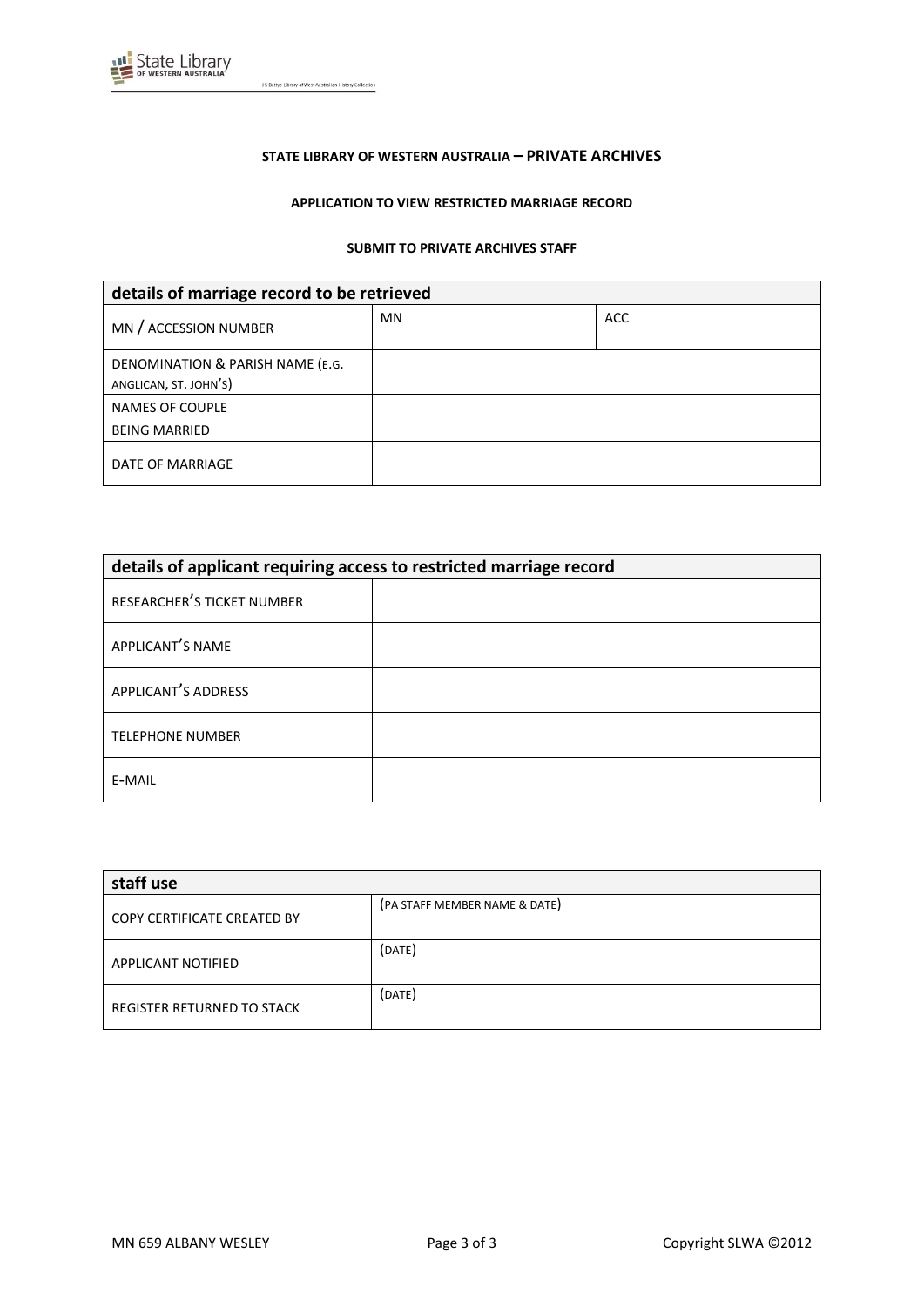**STATE LIBRARY OF WESTERN AUSTRALIA – PRIVATE ARCHIVES**

**APPLICATION TO VIEW RESTRICTED MARRIAGE RECORD**

**SUBMIT TO PRIVATE ARCHIVES STAFF**

| **details of marriage record to be retrieved** | | |
|---|---|---|
| MN / ACCESSION NUMBER | MN | ACC |
| DENOMINATION & PARISH NAME (E.G. ANGLICAN, ST. JOHN'S) | | |
| NAMES OF COUPLE BEING MARRIED | | |
| DATE OF MARRIAGE | | |

| **details of applicant requiring access to restricted marriage record** | |
|---|---|
| RESEARCHER'S TICKET NUMBER | |
| APPLICANT'S NAME | |
| APPLICANT'S ADDRESS | |
| TELEPHONE NUMBER | |
| E-MAIL | |

| **staff use** | |
|---|---|
| COPY CERTIFICATE CREATED BY | (PA STAFF MEMBER NAME & DATE) |
| APPLICANT NOTIFIED | (DATE) |
| REGISTER RETURNED TO STACK | (DATE) |